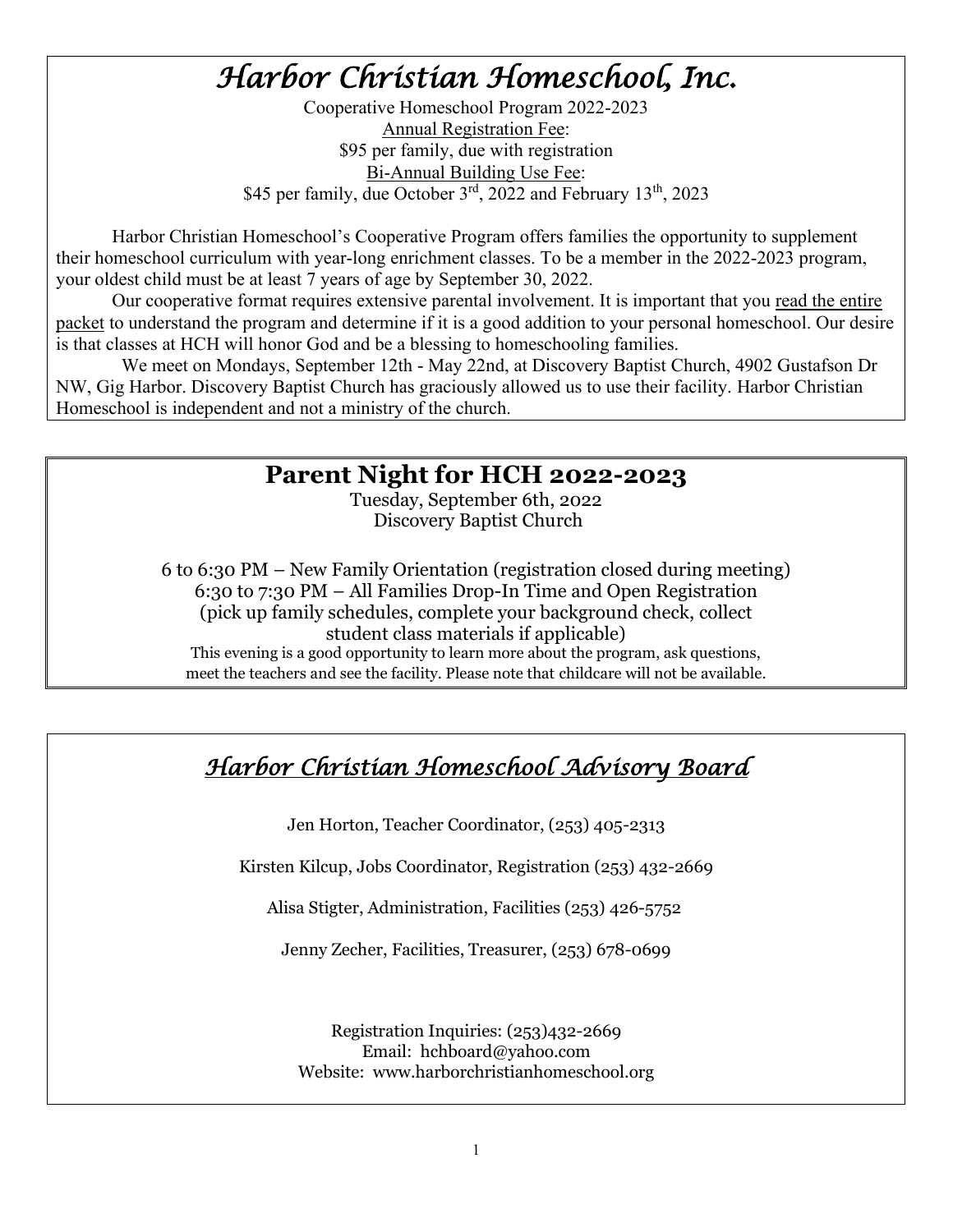# *Harbor Christian Homeschool, Inc.*

Cooperative Homeschool Program 2022-2023

Annual Registration Fee:

$95 per family, due with registration

Bi-Annual Building Use Fee:

$45 per family, due October 3rd, 2022 and February 13th, 2023

Harbor Christian Homeschool's Cooperative Program offers families the opportunity to supplement their homeschool curriculum with year-long enrichment classes. To be a member in the 2022-2023 program, your oldest child must be at least 7 years of age by September 30, 2022.

Our cooperative format requires extensive parental involvement. It is important that you read the entire packet to understand the program and determine if it is a good addition to your personal homeschool. Our desire is that classes at HCH will honor God and be a blessing to homeschooling families.

We meet on Mondays, September 12th - May 22nd, at Discovery Baptist Church, 4902 Gustafson Dr NW, Gig Harbor. Discovery Baptist Church has graciously allowed us to use their facility. Harbor Christian Homeschool is independent and not a ministry of the church.

## Parent Night for HCH 2022-2023

Tuesday, September 6th, 2022

Discovery Baptist Church

6 to 6:30 PM – New Family Orientation (registration closed during meeting)

6:30 to 7:30 PM – All Families Drop-In Time and Open Registration (pick up family schedules, complete your background check, collect student class materials if applicable)

This evening is a good opportunity to learn more about the program, ask questions, meet the teachers and see the facility. Please note that childcare will not be available.

## *Harbor Christian Homeschool Advisory Board*

Jen Horton, Teacher Coordinator, (253) 405-2313

Kirsten Kilcup, Jobs Coordinator, Registration (253) 432-2669

Alisa Stigter, Administration, Facilities (253) 426-5752

Jenny Zecher, Facilities, Treasurer, (253) 678-0699

Registration Inquiries: (253)432-2669

Email: hchboard@yahoo.com

Website: www.harborchristianhomeschool.org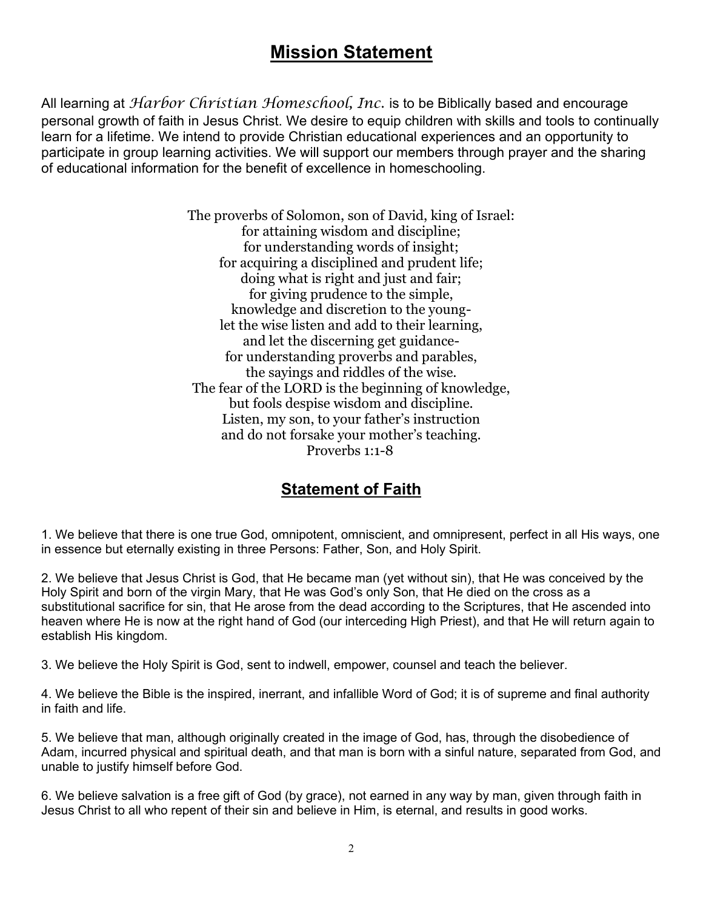## Mission Statement

All learning at *Harbor Christian Homeschool, Inc.* is to be Biblically based and encourage personal growth of faith in Jesus Christ. We desire to equip children with skills and tools to continually learn for a lifetime. We intend to provide Christian educational experiences and an opportunity to participate in group learning activities. We will support our members through prayer and the sharing of educational information for the benefit of excellence in homeschooling.

The proverbs of Solomon, son of David, king of Israel:
for attaining wisdom and discipline;
for understanding words of insight;
for acquiring a disciplined and prudent life;
doing what is right and just and fair;
for giving prudence to the simple,
knowledge and discretion to the young-
let the wise listen and add to their learning,
and let the discerning get guidance-
for understanding proverbs and parables,
the sayings and riddles of the wise.
The fear of the LORD is the beginning of knowledge,
but fools despise wisdom and discipline.
Listen, my son, to your father's instruction
and do not forsake your mother's teaching.
Proverbs 1:1-8

## Statement of Faith

1. We believe that there is one true God, omnipotent, omniscient, and omnipresent, perfect in all His ways, one in essence but eternally existing in three Persons: Father, Son, and Holy Spirit.

2. We believe that Jesus Christ is God, that He became man (yet without sin), that He was conceived by the Holy Spirit and born of the virgin Mary, that He was God's only Son, that He died on the cross as a substitutional sacrifice for sin, that He arose from the dead according to the Scriptures, that He ascended into heaven where He is now at the right hand of God (our interceding High Priest), and that He will return again to establish His kingdom.

3. We believe the Holy Spirit is God, sent to indwell, empower, counsel and teach the believer.

4. We believe the Bible is the inspired, inerrant, and infallible Word of God; it is of supreme and final authority in faith and life.

5. We believe that man, although originally created in the image of God, has, through the disobedience of Adam, incurred physical and spiritual death, and that man is born with a sinful nature, separated from God, and unable to justify himself before God.

6. We believe salvation is a free gift of God (by grace), not earned in any way by man, given through faith in Jesus Christ to all who repent of their sin and believe in Him, is eternal, and results in good works.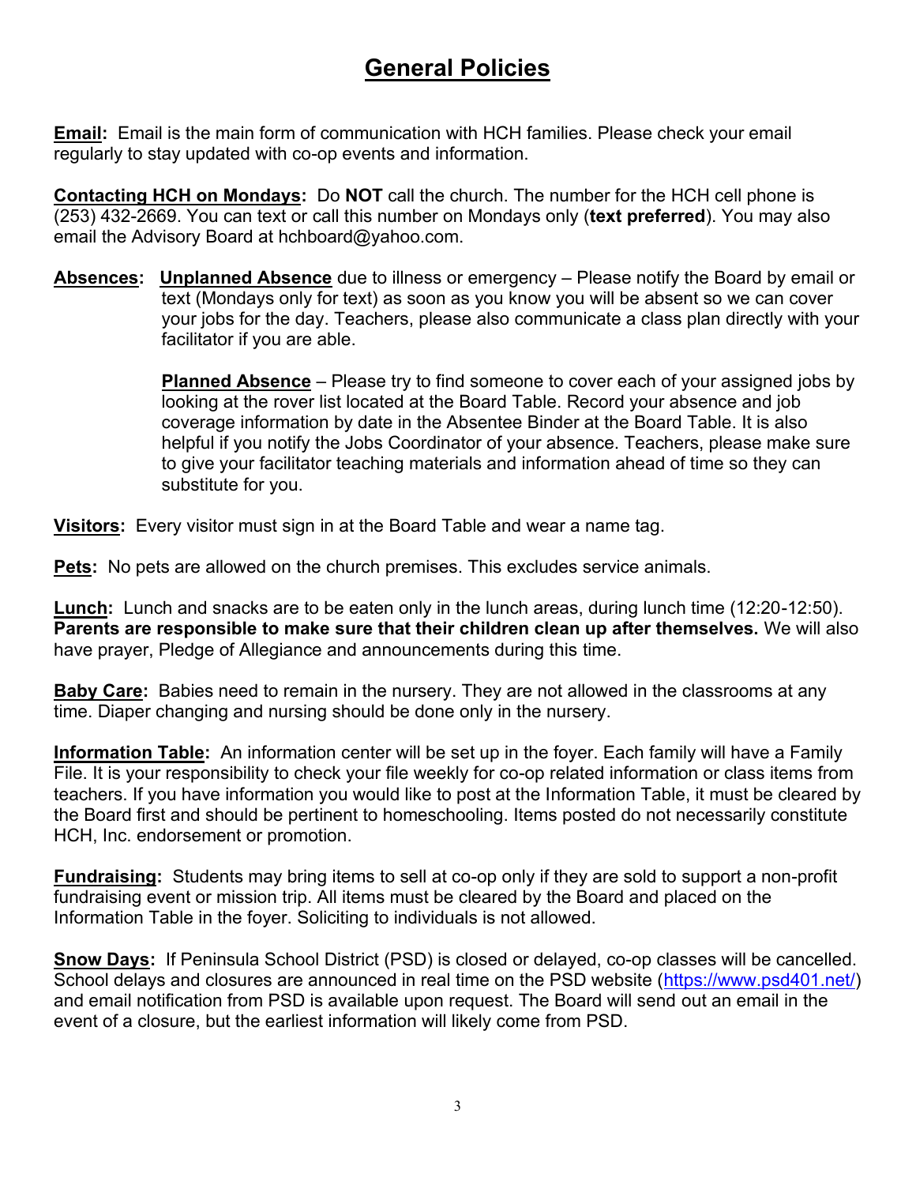# General Policies

**Email:** Email is the main form of communication with HCH families. Please check your email regularly to stay updated with co-op events and information.

**Contacting HCH on Mondays:** Do **NOT** call the church. The number for the HCH cell phone is (253) 432-2669. You can text or call this number on Mondays only (**text preferred**). You may also email the Advisory Board at hchboard@yahoo.com.

**Absences:** **Unplanned Absence** due to illness or emergency – Please notify the Board by email or text (Mondays only for text) as soon as you know you will be absent so we can cover your jobs for the day. Teachers, please also communicate a class plan directly with your facilitator if you are able.

**Planned Absence** – Please try to find someone to cover each of your assigned jobs by looking at the rover list located at the Board Table. Record your absence and job coverage information by date in the Absentee Binder at the Board Table. It is also helpful if you notify the Jobs Coordinator of your absence. Teachers, please make sure to give your facilitator teaching materials and information ahead of time so they can substitute for you.

**Visitors:** Every visitor must sign in at the Board Table and wear a name tag.

**Pets:** No pets are allowed on the church premises. This excludes service animals.

**Lunch:** Lunch and snacks are to be eaten only in the lunch areas, during lunch time (12:20-12:50). **Parents are responsible to make sure that their children clean up after themselves.** We will also have prayer, Pledge of Allegiance and announcements during this time.

**Baby Care:** Babies need to remain in the nursery. They are not allowed in the classrooms at any time. Diaper changing and nursing should be done only in the nursery.

**Information Table:** An information center will be set up in the foyer. Each family will have a Family File. It is your responsibility to check your file weekly for co-op related information or class items from teachers. If you have information you would like to post at the Information Table, it must be cleared by the Board first and should be pertinent to homeschooling. Items posted do not necessarily constitute HCH, Inc. endorsement or promotion.

**Fundraising:** Students may bring items to sell at co-op only if they are sold to support a non-profit fundraising event or mission trip. All items must be cleared by the Board and placed on the Information Table in the foyer. Soliciting to individuals is not allowed.

**Snow Days:** If Peninsula School District (PSD) is closed or delayed, co-op classes will be cancelled. School delays and closures are announced in real time on the PSD website (https://www.psd401.net/) and email notification from PSD is available upon request. The Board will send out an email in the event of a closure, but the earliest information will likely come from PSD.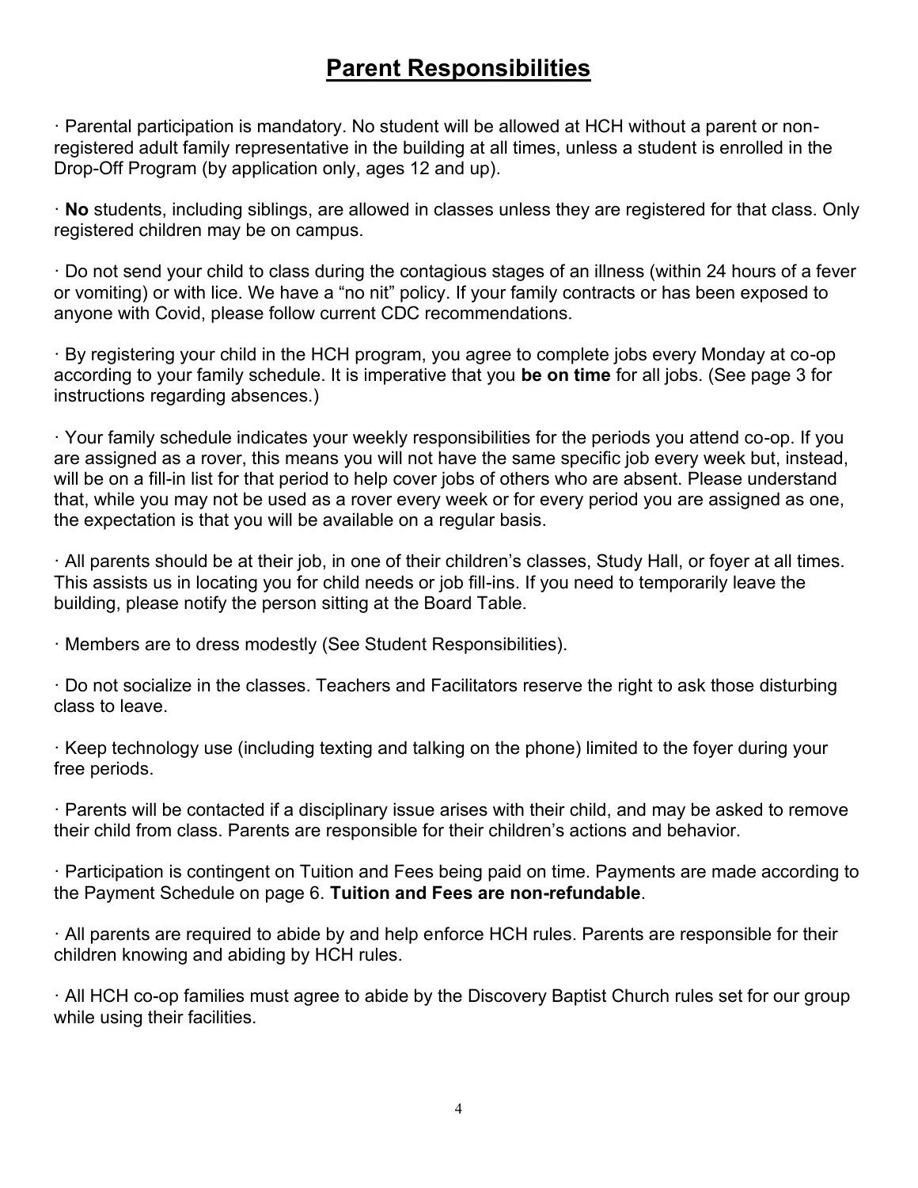# Parent Responsibilities

· Parental participation is mandatory. No student will be allowed at HCH without a parent or non-registered adult family representative in the building at all times, unless a student is enrolled in the Drop-Off Program (by application only, ages 12 and up).

· **No** students, including siblings, are allowed in classes unless they are registered for that class. Only registered children may be on campus.

· Do not send your child to class during the contagious stages of an illness (within 24 hours of a fever or vomiting) or with lice. We have a "no nit" policy. If your family contracts or has been exposed to anyone with Covid, please follow current CDC recommendations.

· By registering your child in the HCH program, you agree to complete jobs every Monday at co-op according to your family schedule. It is imperative that you **be on time** for all jobs. (See page 3 for instructions regarding absences.)

· Your family schedule indicates your weekly responsibilities for the periods you attend co-op. If you are assigned as a rover, this means you will not have the same specific job every week but, instead, will be on a fill-in list for that period to help cover jobs of others who are absent. Please understand that, while you may not be used as a rover every week or for every period you are assigned as one, the expectation is that you will be available on a regular basis.

· All parents should be at their job, in one of their children's classes, Study Hall, or foyer at all times. This assists us in locating you for child needs or job fill-ins. If you need to temporarily leave the building, please notify the person sitting at the Board Table.

· Members are to dress modestly (See Student Responsibilities).

· Do not socialize in the classes. Teachers and Facilitators reserve the right to ask those disturbing class to leave.

· Keep technology use (including texting and talking on the phone) limited to the foyer during your free periods.

· Parents will be contacted if a disciplinary issue arises with their child, and may be asked to remove their child from class. Parents are responsible for their children's actions and behavior.

· Participation is contingent on Tuition and Fees being paid on time. Payments are made according to the Payment Schedule on page 6. **Tuition and Fees are non-refundable**.

· All parents are required to abide by and help enforce HCH rules. Parents are responsible for their children knowing and abiding by HCH rules.

· All HCH co-op families must agree to abide by the Discovery Baptist Church rules set for our group while using their facilities.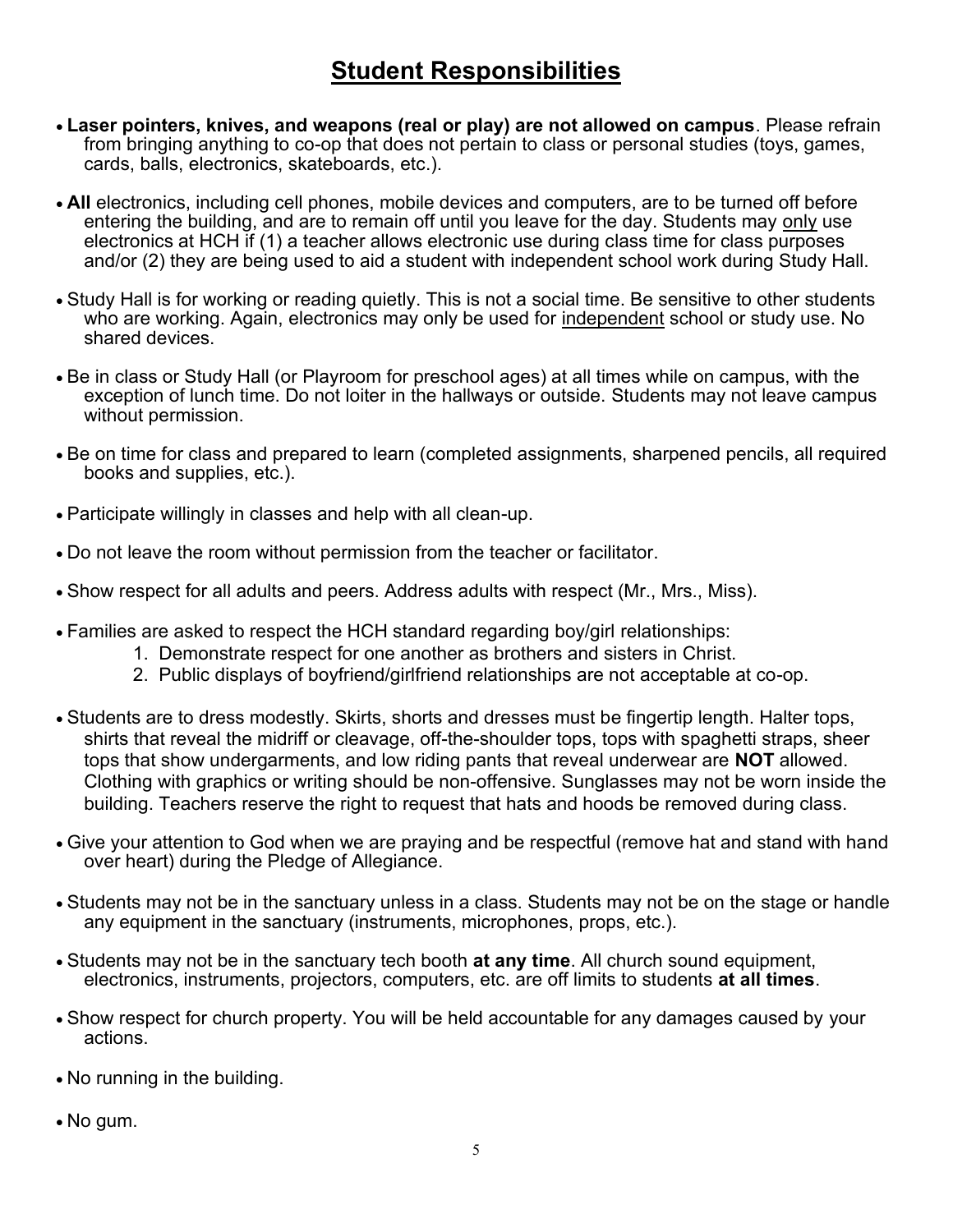# Student Responsibilities

- **Laser pointers, knives, and weapons (real or play) are not allowed on campus**. Please refrain from bringing anything to co-op that does not pertain to class or personal studies (toys, games, cards, balls, electronics, skateboards, etc.).
- **All** electronics, including cell phones, mobile devices and computers, are to be turned off before entering the building, and are to remain off until you leave for the day. Students may <u>only</u> use electronics at HCH if (1) a teacher allows electronic use during class time for class purposes and/or (2) they are being used to aid a student with independent school work during Study Hall.
- Study Hall is for working or reading quietly. This is not a social time. Be sensitive to other students who are working. Again, electronics may only be used for <u>independent</u> school or study use. No shared devices.
- Be in class or Study Hall (or Playroom for preschool ages) at all times while on campus, with the exception of lunch time. Do not loiter in the hallways or outside. Students may not leave campus without permission.
- Be on time for class and prepared to learn (completed assignments, sharpened pencils, all required books and supplies, etc.).
- Participate willingly in classes and help with all clean-up.
- Do not leave the room without permission from the teacher or facilitator.
- Show respect for all adults and peers. Address adults with respect (Mr., Mrs., Miss).
- Families are asked to respect the HCH standard regarding boy/girl relationships:
  1. Demonstrate respect for one another as brothers and sisters in Christ.
  2. Public displays of boyfriend/girlfriend relationships are not acceptable at co-op.
- Students are to dress modestly. Skirts, shorts and dresses must be fingertip length. Halter tops, shirts that reveal the midriff or cleavage, off-the-shoulder tops, tops with spaghetti straps, sheer tops that show undergarments, and low riding pants that reveal underwear are **NOT** allowed. Clothing with graphics or writing should be non-offensive. Sunglasses may not be worn inside the building. Teachers reserve the right to request that hats and hoods be removed during class.
- Give your attention to God when we are praying and be respectful (remove hat and stand with hand over heart) during the Pledge of Allegiance.
- Students may not be in the sanctuary unless in a class. Students may not be on the stage or handle any equipment in the sanctuary (instruments, microphones, props, etc.).
- Students may not be in the sanctuary tech booth **at any time**. All church sound equipment, electronics, instruments, projectors, computers, etc. are off limits to students **at all times**.
- Show respect for church property. You will be held accountable for any damages caused by your actions.
- No running in the building.
- No gum.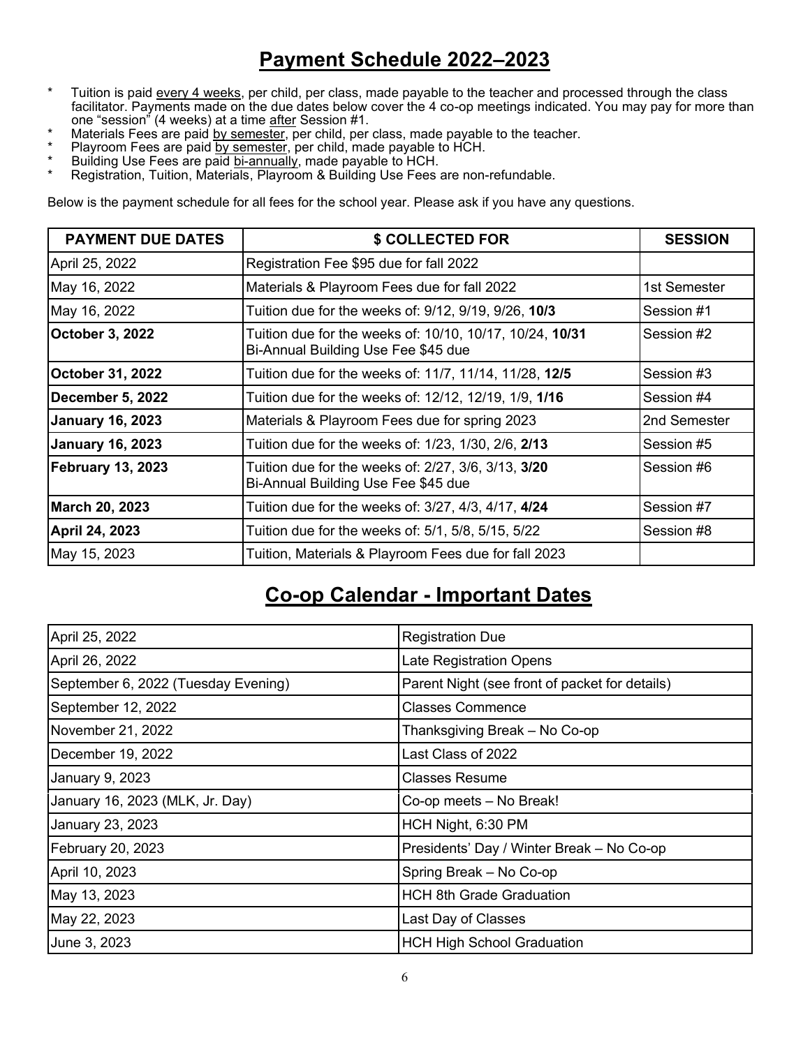# Payment Schedule 2022–2023

* Tuition is paid every 4 weeks, per child, per class, made payable to the teacher and processed through the class facilitator. Payments made on the due dates below cover the 4 co-op meetings indicated. You may pay for more than one "session" (4 weeks) at a time after Session #1.
* Materials Fees are paid by semester, per child, per class, made payable to the teacher.
* Playroom Fees are paid by semester, per child, made payable to HCH.
* Building Use Fees are paid bi-annually, made payable to HCH.
* Registration, Tuition, Materials, Playroom & Building Use Fees are non-refundable.

Below is the payment schedule for all fees for the school year. Please ask if you have any questions.

| PAYMENT DUE DATES | $ COLLECTED FOR | SESSION |
| --- | --- | --- |
| April 25, 2022 | Registration Fee $95 due for fall 2022 | |
| May 16, 2022 | Materials & Playroom Fees due for fall 2022 | 1st Semester |
| May 16, 2022 | Tuition due for the weeks of: 9/12, 9/19, 9/26, **10/3** | Session #1 |
| **October 3, 2022** | Tuition due for the weeks of: 10/10, 10/17, 10/24, **10/31**<br>Bi-Annual Building Use Fee $45 due | Session #2 |
| **October 31, 2022** | Tuition due for the weeks of: 11/7, 11/14, 11/28, **12/5** | Session #3 |
| **December 5, 2022** | Tuition due for the weeks of: 12/12, 12/19, 1/9, **1/16** | Session #4 |
| **January 16, 2023** | Materials & Playroom Fees due for spring 2023 | 2nd Semester |
| **January 16, 2023** | Tuition due for the weeks of: 1/23, 1/30, 2/6, **2/13** | Session #5 |
| **February 13, 2023** | Tuition due for the weeks of: 2/27, 3/6, 3/13, **3/20**<br>Bi-Annual Building Use Fee $45 due | Session #6 |
| **March 20, 2023** | Tuition due for the weeks of: 3/27, 4/3, 4/17, **4/24** | Session #7 |
| **April 24, 2023** | Tuition due for the weeks of: 5/1, 5/8, 5/15, 5/22 | Session #8 |
| May 15, 2023 | Tuition, Materials & Playroom Fees due for fall 2023 | |

# Co-op Calendar - Important Dates

| | |
| --- | --- |
| April 25, 2022 | Registration Due |
| April 26, 2022 | Late Registration Opens |
| September 6, 2022 (Tuesday Evening) | Parent Night (see front of packet for details) |
| September 12, 2022 | Classes Commence |
| November 21, 2022 | Thanksgiving Break – No Co-op |
| December 19, 2022 | Last Class of 2022 |
| January 9, 2023 | Classes Resume |
| January 16, 2023 (MLK, Jr. Day) | Co-op meets – No Break! |
| January 23, 2023 | HCH Night, 6:30 PM |
| February 20, 2023 | Presidents' Day / Winter Break – No Co-op |
| April 10, 2023 | Spring Break – No Co-op |
| May 13, 2023 | HCH 8th Grade Graduation |
| May 22, 2023 | Last Day of Classes |
| June 3, 2023 | HCH High School Graduation |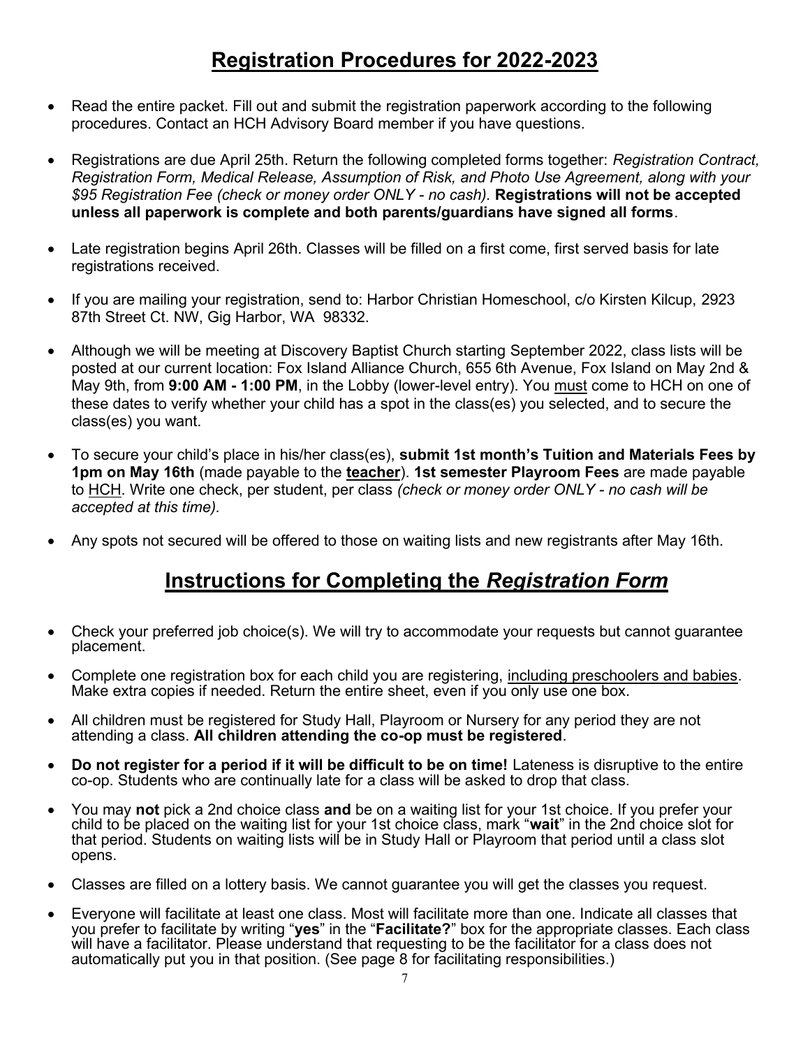## Registration Procedures for 2022-2023

- Read the entire packet. Fill out and submit the registration paperwork according to the following procedures. Contact an HCH Advisory Board member if you have questions.
- Registrations are due April 25th. Return the following completed forms together: *Registration Contract, Registration Form, Medical Release, Assumption of Risk, and Photo Use Agreement, along with your $95 Registration Fee (check or money order ONLY - no cash).* **Registrations will not be accepted unless all paperwork is complete and both parents/guardians have signed all forms**.
- Late registration begins April 26th. Classes will be filled on a first come, first served basis for late registrations received.
- If you are mailing your registration, send to: Harbor Christian Homeschool, c/o Kirsten Kilcup, 2923 87th Street Ct. NW, Gig Harbor, WA 98332.
- Although we will be meeting at Discovery Baptist Church starting September 2022, class lists will be posted at our current location: Fox Island Alliance Church, 655 6th Avenue, Fox Island on May 2nd & May 9th, from **9:00 AM - 1:00 PM**, in the Lobby (lower-level entry). You must come to HCH on one of these dates to verify whether your child has a spot in the class(es) you selected, and to secure the class(es) you want.
- To secure your child's place in his/her class(es), **submit 1st month's Tuition and Materials Fees by 1pm on May 16th** (made payable to the **teacher**). **1st semester Playroom Fees** are made payable to HCH. Write one check, per student, per class *(check or money order ONLY - no cash will be accepted at this time).*
- Any spots not secured will be offered to those on waiting lists and new registrants after May 16th.

## Instructions for Completing the *Registration Form*

- Check your preferred job choice(s). We will try to accommodate your requests but cannot guarantee placement.
- Complete one registration box for each child you are registering, including preschoolers and babies. Make extra copies if needed. Return the entire sheet, even if you only use one box.
- All children must be registered for Study Hall, Playroom or Nursery for any period they are not attending a class. **All children attending the co-op must be registered**.
- **Do not register for a period if it will be difficult to be on time!** Lateness is disruptive to the entire co-op. Students who are continually late for a class will be asked to drop that class.
- You may **not** pick a 2nd choice class **and** be on a waiting list for your 1st choice. If you prefer your child to be placed on the waiting list for your 1st choice class, mark "**wait**" in the 2nd choice slot for that period. Students on waiting lists will be in Study Hall or Playroom that period until a class slot opens.
- Classes are filled on a lottery basis. We cannot guarantee you will get the classes you request.
- Everyone will facilitate at least one class. Most will facilitate more than one. Indicate all classes that you prefer to facilitate by writing "**yes**" in the "**Facilitate?**" box for the appropriate classes. Each class will have a facilitator. Please understand that requesting to be the facilitator for a class does not automatically put you in that position. (See page 8 for facilitating responsibilities.)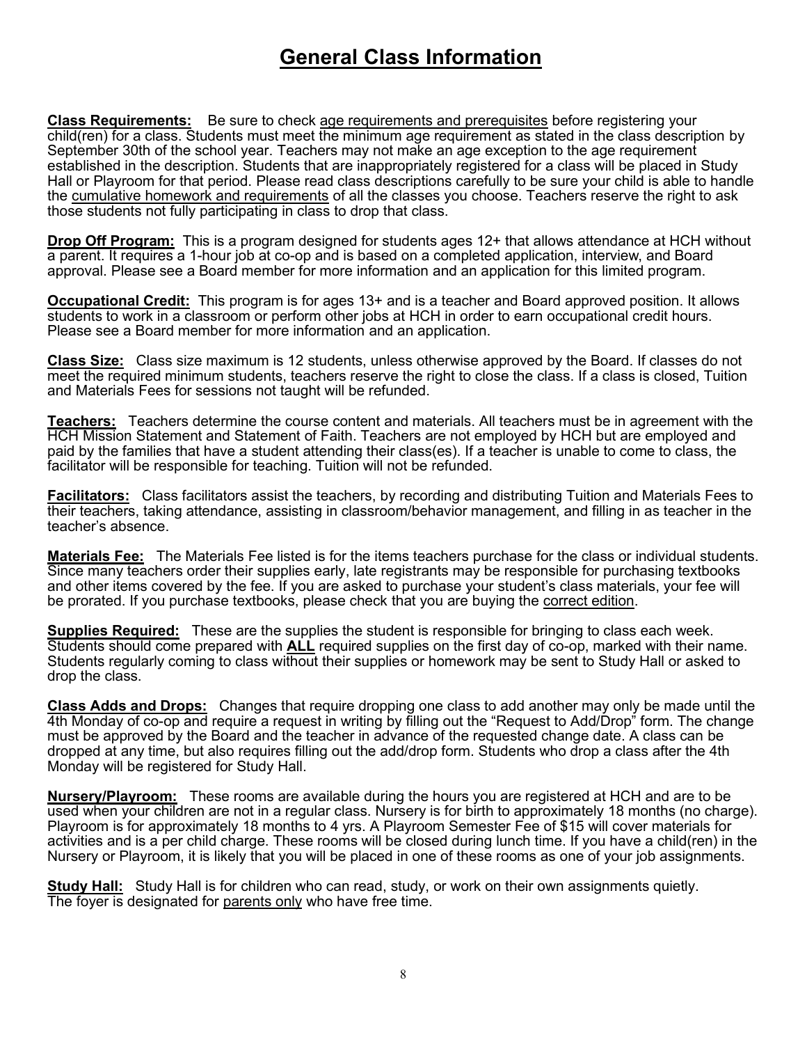# General Class Information

**Class Requirements:** Be sure to check age requirements and prerequisites before registering your child(ren) for a class. Students must meet the minimum age requirement as stated in the class description by September 30th of the school year. Teachers may not make an age exception to the age requirement established in the description. Students that are inappropriately registered for a class will be placed in Study Hall or Playroom for that period. Please read class descriptions carefully to be sure your child is able to handle the cumulative homework and requirements of all the classes you choose. Teachers reserve the right to ask those students not fully participating in class to drop that class.

**Drop Off Program:** This is a program designed for students ages 12+ that allows attendance at HCH without a parent. It requires a 1-hour job at co-op and is based on a completed application, interview, and Board approval. Please see a Board member for more information and an application for this limited program.

**Occupational Credit:** This program is for ages 13+ and is a teacher and Board approved position. It allows students to work in a classroom or perform other jobs at HCH in order to earn occupational credit hours. Please see a Board member for more information and an application.

**Class Size:** Class size maximum is 12 students, unless otherwise approved by the Board. If classes do not meet the required minimum students, teachers reserve the right to close the class. If a class is closed, Tuition and Materials Fees for sessions not taught will be refunded.

**Teachers:** Teachers determine the course content and materials. All teachers must be in agreement with the HCH Mission Statement and Statement of Faith. Teachers are not employed by HCH but are employed and paid by the families that have a student attending their class(es). If a teacher is unable to come to class, the facilitator will be responsible for teaching. Tuition will not be refunded.

**Facilitators:** Class facilitators assist the teachers, by recording and distributing Tuition and Materials Fees to their teachers, taking attendance, assisting in classroom/behavior management, and filling in as teacher in the teacher's absence.

**Materials Fee:** The Materials Fee listed is for the items teachers purchase for the class or individual students. Since many teachers order their supplies early, late registrants may be responsible for purchasing textbooks and other items covered by the fee. If you are asked to purchase your student's class materials, your fee will be prorated. If you purchase textbooks, please check that you are buying the correct edition.

**Supplies Required:** These are the supplies the student is responsible for bringing to class each week. Students should come prepared with **ALL** required supplies on the first day of co-op, marked with their name. Students regularly coming to class without their supplies or homework may be sent to Study Hall or asked to drop the class.

**Class Adds and Drops:** Changes that require dropping one class to add another may only be made until the 4th Monday of co-op and require a request in writing by filling out the "Request to Add/Drop" form. The change must be approved by the Board and the teacher in advance of the requested change date. A class can be dropped at any time, but also requires filling out the add/drop form. Students who drop a class after the 4th Monday will be registered for Study Hall.

**Nursery/Playroom:** These rooms are available during the hours you are registered at HCH and are to be used when your children are not in a regular class. Nursery is for birth to approximately 18 months (no charge). Playroom is for approximately 18 months to 4 yrs. A Playroom Semester Fee of $15 will cover materials for activities and is a per child charge. These rooms will be closed during lunch time. If you have a child(ren) in the Nursery or Playroom, it is likely that you will be placed in one of these rooms as one of your job assignments.

**Study Hall:** Study Hall is for children who can read, study, or work on their own assignments quietly. The foyer is designated for parents only who have free time.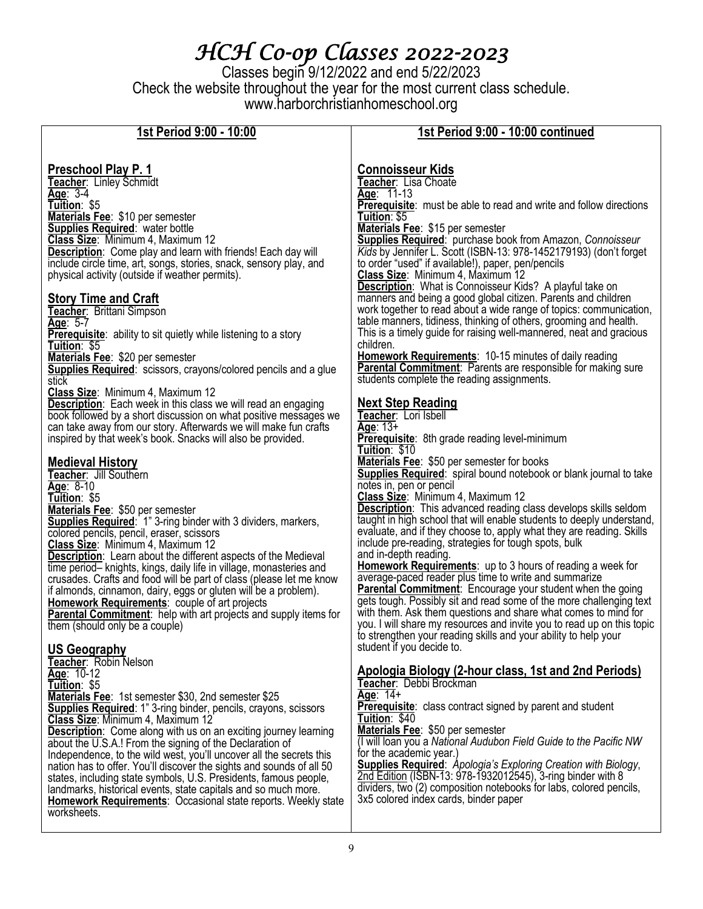# HCH Co-op Classes 2022-2023

Classes begin 9/12/2022 and end 5/22/2023
Check the website throughout the year for the most current class schedule.
www.harborchristianhomeschool.org

## 1st Period 9:00 - 10:00

### Preschool Play P. 1

**Teacher**: Linley Schmidt
**Age**: 3-4
**Tuition**: $5
**Materials Fee**: $10 per semester
**Supplies Required**: water bottle
**Class Size**: Minimum 4, Maximum 12
**Description**: Come play and learn with friends! Each day will include circle time, art, songs, stories, snack, sensory play, and physical activity (outside if weather permits).

### Story Time and Craft

**Teacher**: Brittani Simpson
**Age**: 5-7
**Prerequisite**: ability to sit quietly while listening to a story
**Tuition**: $5
**Materials Fee**: $20 per semester
**Supplies Required**: scissors, crayons/colored pencils and a glue stick
**Class Size**: Minimum 4, Maximum 12
**Description**: Each week in this class we will read an engaging book followed by a short discussion on what positive messages we can take away from our story. Afterwards we will make fun crafts inspired by that week's book. Snacks will also be provided.

### Medieval History

**Teacher**: Jill Southern
**Age**: 8-10
**Tuition**: $5
**Materials Fee**: $50 per semester
**Supplies Required**: 1" 3-ring binder with 3 dividers, markers, colored pencils, pencil, eraser, scissors
**Class Size**: Minimum 4, Maximum 12
**Description**: Learn about the different aspects of the Medieval time period– knights, kings, daily life in village, monasteries and crusades. Crafts and food will be part of class (please let me know if almonds, cinnamon, dairy, eggs or gluten will be a problem).
**Homework Requirements**: couple of art projects
**Parental Commitment**: help with art projects and supply items for them (should only be a couple)

### US Geography

**Teacher**: Robin Nelson
**Age**: 10-12
**Tuition**: $5
**Materials Fee**: 1st semester $30, 2nd semester $25
**Supplies Required**: 1" 3-ring binder, pencils, crayons, scissors
**Class Size**: Minimum 4, Maximum 12
**Description**: Come along with us on an exciting journey learning about the U.S.A.! From the signing of the Declaration of Independence, to the wild west, you'll uncover all the secrets this nation has to offer. You'll discover the sights and sounds of all 50 states, including state symbols, U.S. Presidents, famous people, landmarks, historical events, state capitals and so much more.
**Homework Requirements**: Occasional state reports. Weekly state worksheets.

## 1st Period 9:00 - 10:00 continued

### Connoisseur Kids

**Teacher**: Lisa Choate
**Age**: 11-13
**Prerequisite**: must be able to read and write and follow directions
**Tuition**: $5
**Materials Fee**: $15 per semester
**Supplies Required**: purchase book from Amazon, *Connoisseur Kids* by Jennifer L. Scott (ISBN-13: 978-1452179193) (don't forget to order "used" if available!), paper, pen/pencils
**Class Size**: Minimum 4, Maximum 12
**Description**: What is Connoisseur Kids? A playful take on manners and being a good global citizen. Parents and children work together to read about a wide range of topics: communication, table manners, tidiness, thinking of others, grooming and health. This is a timely guide for raising well-mannered, neat and gracious children.
**Homework Requirements**: 10-15 minutes of daily reading
**Parental Commitment**: Parents are responsible for making sure students complete the reading assignments.

### Next Step Reading

**Teacher**: Lori Isbell
**Age**: 13+
**Prerequisite**: 8th grade reading level-minimum
**Tuition**: $10
**Materials Fee**: $50 per semester for books
**Supplies Required**: spiral bound notebook or blank journal to take notes in, pen or pencil
**Class Size**: Minimum 4, Maximum 12
**Description**: This advanced reading class develops skills seldom taught in high school that will enable students to deeply understand, evaluate, and if they choose to, apply what they are reading. Skills include pre-reading, strategies for tough spots, bulk and in-depth reading.
**Homework Requirements**: up to 3 hours of reading a week for average-paced reader plus time to write and summarize
**Parental Commitment**: Encourage your student when the going gets tough. Possibly sit and read some of the more challenging text with them. Ask them questions and share what comes to mind for you. I will share my resources and invite you to read up on this topic to strengthen your reading skills and your ability to help your student if you decide to.

### Apologia Biology (2-hour class, 1st and 2nd Periods)

**Teacher**: Debbi Brockman
**Age**: 14+
**Prerequisite**: class contract signed by parent and student
**Tuition**: $40
**Materials Fee**: $50 per semester
(I will loan you a *National Audubon Field Guide to the Pacific NW* for the academic year.)
**Supplies Required**: *Apologia's Exploring Creation with Biology*, 2nd Edition (ISBN-13: 978-1932012545), 3-ring binder with 8 dividers, two (2) composition notebooks for labs, colored pencils, 3x5 colored index cards, binder paper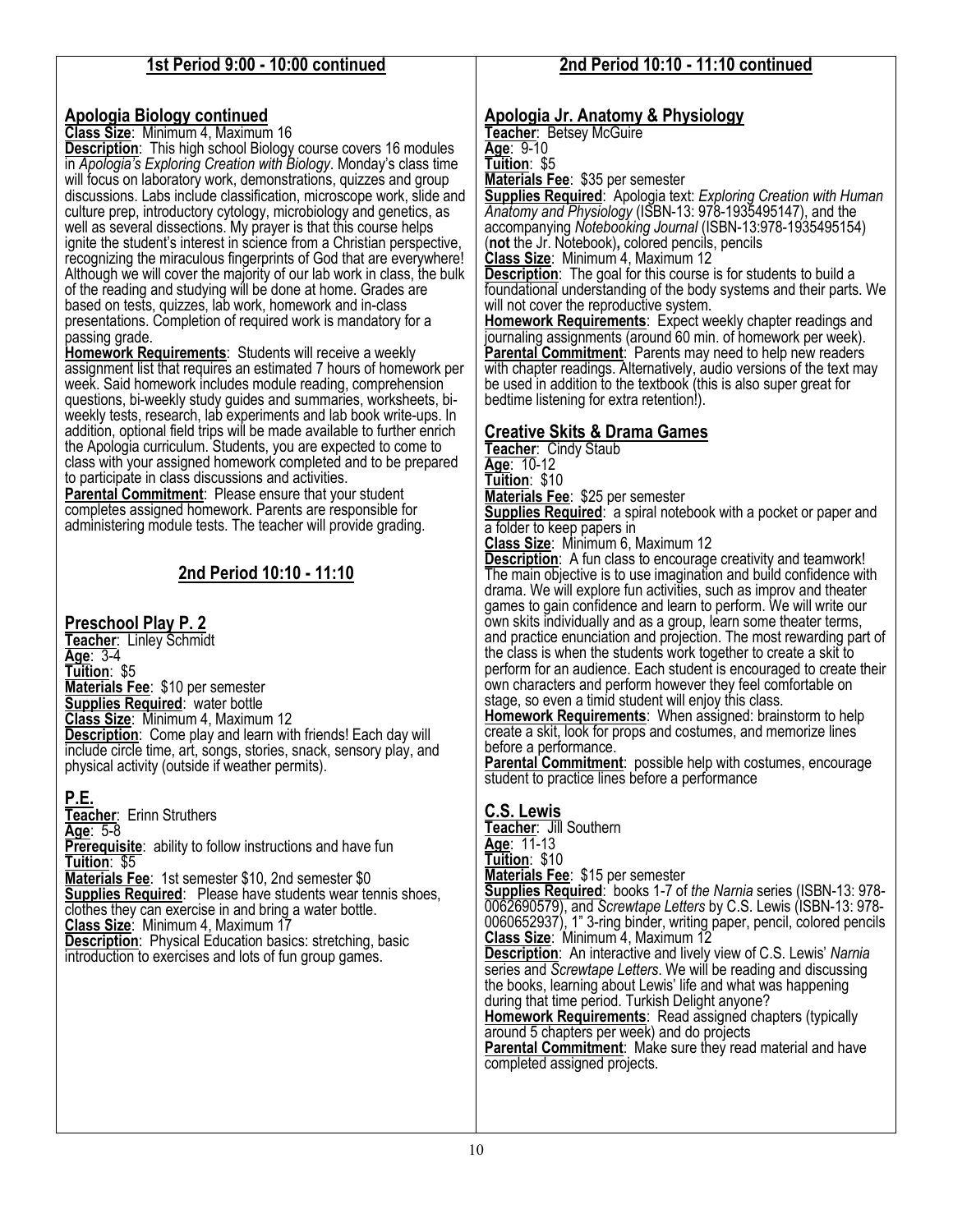## 1st Period 9:00 - 10:00 continued

### Apologia Biology continued

**Class Size**: Minimum 4, Maximum 16

**Description**: This high school Biology course covers 16 modules in *Apologia's Exploring Creation with Biology*. Monday's class time will focus on laboratory work, demonstrations, quizzes and group discussions. Labs include classification, microscope work, slide and culture prep, introductory cytology, microbiology and genetics, as well as several dissections. My prayer is that this course helps ignite the student's interest in science from a Christian perspective, recognizing the miraculous fingerprints of God that are everywhere! Although we will cover the majority of our lab work in class, the bulk of the reading and studying will be done at home. Grades are based on tests, quizzes, lab work, homework and in-class presentations. Completion of required work is mandatory for a passing grade.

**Homework Requirements**: Students will receive a weekly assignment list that requires an estimated 7 hours of homework per week. Said homework includes module reading, comprehension questions, bi-weekly study guides and summaries, worksheets, bi-weekly tests, research, lab experiments and lab book write-ups. In addition, optional field trips will be made available to further enrich the Apologia curriculum. Students, you are expected to come to class with your assigned homework completed and to be prepared to participate in class discussions and activities.

**Parental Commitment**: Please ensure that your student completes assigned homework. Parents are responsible for administering module tests. The teacher will provide grading.

## 2nd Period 10:10 - 11:10

### Preschool Play P. 2

**Teacher**: Linley Schmidt
**Age**: 3-4
**Tuition**: $5
**Materials Fee**: $10 per semester
**Supplies Required**: water bottle
**Class Size**: Minimum 4, Maximum 12
**Description**: Come play and learn with friends! Each day will include circle time, art, songs, stories, snack, sensory play, and physical activity (outside if weather permits).

### P.E.

**Teacher**: Erinn Struthers
**Age**: 5-8
**Prerequisite**: ability to follow instructions and have fun
**Tuition**: $5
**Materials Fee**: 1st semester $10, 2nd semester $0
**Supplies Required**: Please have students wear tennis shoes, clothes they can exercise in and bring a water bottle.
**Class Size**: Minimum 4, Maximum 17
**Description**: Physical Education basics: stretching, basic introduction to exercises and lots of fun group games.

## 2nd Period 10:10 - 11:10 continued

### Apologia Jr. Anatomy & Physiology

**Teacher**: Betsey McGuire
**Age**: 9-10
**Tuition**: $5
**Materials Fee**: $35 per semester
**Supplies Required**: Apologia text: *Exploring Creation with Human Anatomy and Physiology* (ISBN-13: 978-1935495147), and the accompanying *Notebooking Journal* (ISBN-13:978-1935495154) (**not** the Jr. Notebook)**,** colored pencils, pencils
**Class Size**: Minimum 4, Maximum 12
**Description**: The goal for this course is for students to build a foundational understanding of the body systems and their parts. We will not cover the reproductive system.
**Homework Requirements**: Expect weekly chapter readings and journaling assignments (around 60 min. of homework per week).
**Parental Commitment**: Parents may need to help new readers with chapter readings. Alternatively, audio versions of the text may be used in addition to the textbook (this is also super great for bedtime listening for extra retention!).

### Creative Skits & Drama Games

**Teacher**: Cindy Staub
**Age**: 10-12
**Tuition**: $10
**Materials Fee**: $25 per semester
**Supplies Required**: a spiral notebook with a pocket or paper and a folder to keep papers in
**Class Size**: Minimum 6, Maximum 12
**Description**: A fun class to encourage creativity and teamwork! The main objective is to use imagination and build confidence with drama. We will explore fun activities, such as improv and theater games to gain confidence and learn to perform. We will write our own skits individually and as a group, learn some theater terms, and practice enunciation and projection. The most rewarding part of the class is when the students work together to create a skit to perform for an audience. Each student is encouraged to create their own characters and perform however they feel comfortable on stage, so even a timid student will enjoy this class.
**Homework Requirements**: When assigned: brainstorm to help create a skit, look for props and costumes, and memorize lines before a performance.
**Parental Commitment**: possible help with costumes, encourage student to practice lines before a performance

### C.S. Lewis

**Teacher**: Jill Southern
**Age**: 11-13
**Tuition**: $10
**Materials Fee**: $15 per semester
**Supplies Required**: books 1-7 of *the Narnia* series (ISBN-13: 978-0062690579), and *Screwtape Letters* by C.S. Lewis (ISBN-13: 978-0060652937), 1" 3-ring binder, writing paper, pencil, colored pencils
**Class Size**: Minimum 4, Maximum 12
**Description**: An interactive and lively view of C.S. Lewis' *Narnia* series and *Screwtape Letters*. We will be reading and discussing the books, learning about Lewis' life and what was happening during that time period. Turkish Delight anyone?
**Homework Requirements**: Read assigned chapters (typically around 5 chapters per week) and do projects
**Parental Commitment**: Make sure they read material and have completed assigned projects.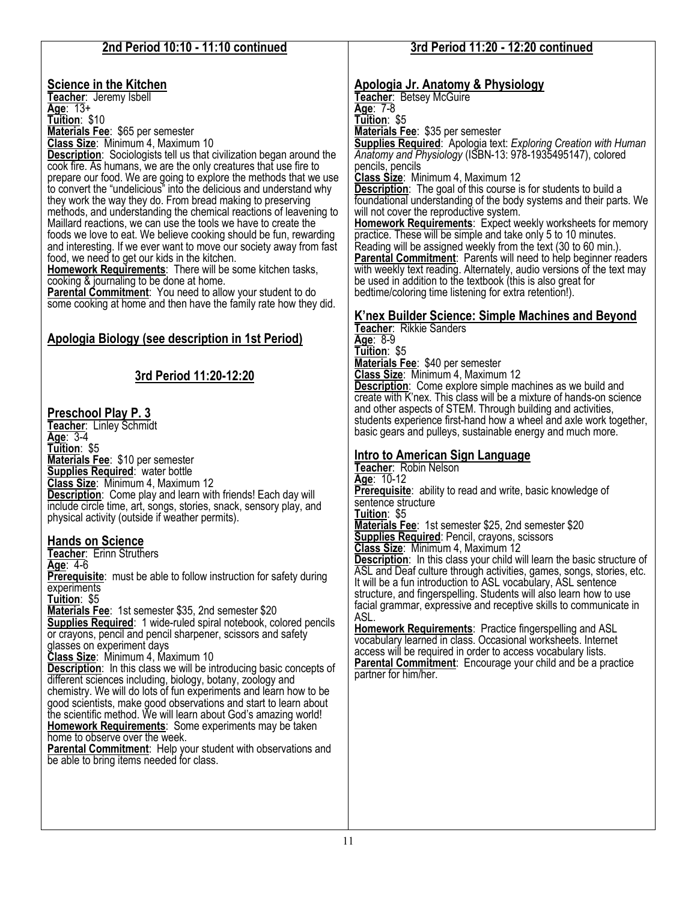## 2nd Period 10:10 - 11:10 continued

### Science in the Kitchen

**Teacher**: Jeremy Isbell
**Age**: 13+
**Tuition**: $10
**Materials Fee**: $65 per semester
**Class Size**: Minimum 4, Maximum 10
**Description**: Sociologists tell us that civilization began around the cook fire. As humans, we are the only creatures that use fire to prepare our food. We are going to explore the methods that we use to convert the "undelicious" into the delicious and understand why they work the way they do. From bread making to preserving methods, and understanding the chemical reactions of leavening to Maillard reactions, we can use the tools we have to create the foods we love to eat. We believe cooking should be fun, rewarding and interesting. If we ever want to move our society away from fast food, we need to get our kids in the kitchen.
**Homework Requirements**: There will be some kitchen tasks, cooking & journaling to be done at home.
**Parental Commitment**: You need to allow your student to do some cooking at home and then have the family rate how they did.

### Apologia Biology (see description in 1st Period)

## 3rd Period 11:20-12:20

### Preschool Play P. 3

**Teacher**: Linley Schmidt
**Age**: 3-4
**Tuition**: $5
**Materials Fee**: $10 per semester
**Supplies Required**: water bottle
**Class Size**: Minimum 4, Maximum 12
**Description**: Come play and learn with friends! Each day will include circle time, art, songs, stories, snack, sensory play, and physical activity (outside if weather permits).

### Hands on Science

**Teacher**: Erinn Struthers
**Age**: 4-6
**Prerequisite**: must be able to follow instruction for safety during experiments
**Tuition**: $5
**Materials Fee**: 1st semester $35, 2nd semester $20
**Supplies Required**: 1 wide-ruled spiral notebook, colored pencils or crayons, pencil and pencil sharpener, scissors and safety glasses on experiment days
**Class Size**: Minimum 4, Maximum 10
**Description**: In this class we will be introducing basic concepts of different sciences including, biology, botany, zoology and chemistry. We will do lots of fun experiments and learn how to be good scientists, make good observations and start to learn about the scientific method. We will learn about God's amazing world!
**Homework Requirements**: Some experiments may be taken home to observe over the week.
**Parental Commitment**: Help your student with observations and be able to bring items needed for class.

## 3rd Period 11:20 - 12:20 continued

### Apologia Jr. Anatomy & Physiology

**Teacher**: Betsey McGuire
**Age**: 7-8
**Tuition**: $5
**Materials Fee**: $35 per semester
**Supplies Required**: Apologia text: *Exploring Creation with Human Anatomy and Physiology* (ISBN-13: 978-1935495147), colored pencils, pencils
**Class Size**: Minimum 4, Maximum 12
**Description**: The goal of this course is for students to build a foundational understanding of the body systems and their parts. We will not cover the reproductive system.
**Homework Requirements**: Expect weekly worksheets for memory practice. These will be simple and take only 5 to 10 minutes. Reading will be assigned weekly from the text (30 to 60 min.).
**Parental Commitment**: Parents will need to help beginner readers with weekly text reading. Alternately, audio versions of the text may be used in addition to the textbook (this is also great for bedtime/coloring time listening for extra retention!).

### K'nex Builder Science: Simple Machines and Beyond

**Teacher**: Rikkie Sanders
**Age**: 8-9
**Tuition**: $5
**Materials Fee**: $40 per semester
**Class Size**: Minimum 4, Maximum 12
**Description**: Come explore simple machines as we build and create with K'nex. This class will be a mixture of hands-on science and other aspects of STEM. Through building and activities, students experience first-hand how a wheel and axle work together, basic gears and pulleys, sustainable energy and much more.

### Intro to American Sign Language

**Teacher**: Robin Nelson
**Age**: 10-12
**Prerequisite**: ability to read and write, basic knowledge of sentence structure
**Tuition**: $5
**Materials Fee**: 1st semester $25, 2nd semester $20
**Supplies Required**: Pencil, crayons, scissors
**Class Size**: Minimum 4, Maximum 12
**Description**: In this class your child will learn the basic structure of ASL and Deaf culture through activities, games, songs, stories, etc. It will be a fun introduction to ASL vocabulary, ASL sentence structure, and fingerspelling. Students will also learn how to use facial grammar, expressive and receptive skills to communicate in ASL.
**Homework Requirements**: Practice fingerspelling and ASL vocabulary learned in class. Occasional worksheets. Internet access will be required in order to access vocabulary lists.
**Parental Commitment**: Encourage your child and be a practice partner for him/her.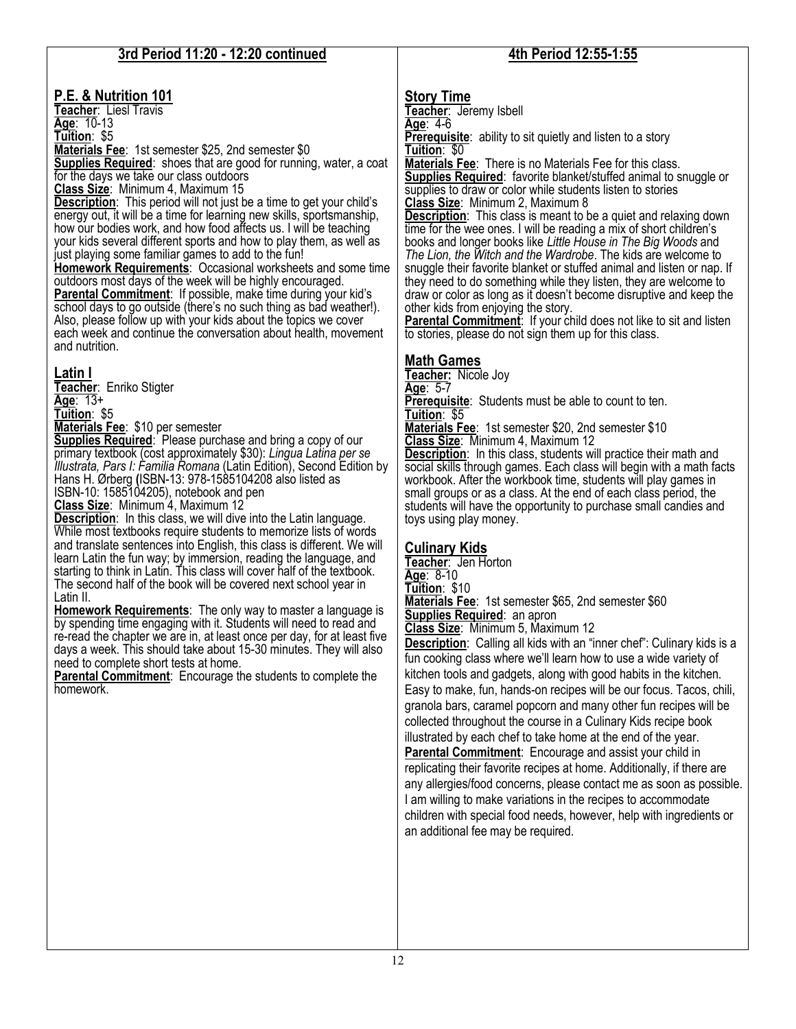## 3rd Period 11:20 - 12:20 continued

### P.E. & Nutrition 101

**Teacher**: Liesl Travis
**Age**: 10-13
**Tuition**: $5
**Materials Fee**: 1st semester $25, 2nd semester $0
**Supplies Required**: shoes that are good for running, water, a coat for the days we take our class outdoors
**Class Size**: Minimum 4, Maximum 15
**Description**: This period will not just be a time to get your child's energy out, it will be a time for learning new skills, sportsmanship, how our bodies work, and how food affects us. I will be teaching your kids several different sports and how to play them, as well as just playing some familiar games to add to the fun!
**Homework Requirements**: Occasional worksheets and some time outdoors most days of the week will be highly encouraged.
**Parental Commitment**: If possible, make time during your kid's school days to go outside (there's no such thing as bad weather!). Also, please follow up with your kids about the topics we cover each week and continue the conversation about health, movement and nutrition.

### Latin I

**Teacher**: Enriko Stigter
**Age**: 13+
**Tuition**: $5
**Materials Fee**: $10 per semester
**Supplies Required**: Please purchase and bring a copy of our primary textbook (cost approximately $30): *Lingua Latina per se Illustrata, Pars I: Familia Romana* (Latin Edition), Second Edition by Hans H. Ørberg (ISBN-13: 978-1585104208 also listed as ISBN-10: 1585104205), notebook and pen
**Class Size**: Minimum 4, Maximum 12
**Description**: In this class, we will dive into the Latin language. While most textbooks require students to memorize lists of words and translate sentences into English, this class is different. We will learn Latin the fun way; by immersion, reading the language, and starting to think in Latin. This class will cover half of the textbook. The second half of the book will be covered next school year in Latin II.
**Homework Requirements**: The only way to master a language is by spending time engaging with it. Students will need to read and re-read the chapter we are in, at least once per day, for at least five days a week. This should take about 15-30 minutes. They will also need to complete short tests at home.
**Parental Commitment**: Encourage the students to complete the homework.

## 4th Period 12:55-1:55

### Story Time

**Teacher**: Jeremy Isbell
**Age**: 4-6
**Prerequisite**: ability to sit quietly and listen to a story
**Tuition**: $0
**Materials Fee**: There is no Materials Fee for this class.
**Supplies Required**: favorite blanket/stuffed animal to snuggle or supplies to draw or color while students listen to stories
**Class Size**: Minimum 2, Maximum 8
**Description**: This class is meant to be a quiet and relaxing down time for the wee ones. I will be reading a mix of short children's books and longer books like *Little House in The Big Woods* and *The Lion, the Witch and the Wardrobe*. The kids are welcome to snuggle their favorite blanket or stuffed animal and listen or nap. If they need to do something while they listen, they are welcome to draw or color as long as it doesn't become disruptive and keep the other kids from enjoying the story.
**Parental Commitment**: If your child does not like to sit and listen to stories, please do not sign them up for this class.

### Math Games

**Teacher:** Nicole Joy
**Age**: 5-7
**Prerequisite**: Students must be able to count to ten.
**Tuition**: $5
**Materials Fee**: 1st semester $20, 2nd semester $10
**Class Size**: Minimum 4, Maximum 12
**Description**: In this class, students will practice their math and social skills through games. Each class will begin with a math facts workbook. After the workbook time, students will play games in small groups or as a class. At the end of each class period, the students will have the opportunity to purchase small candies and toys using play money.

### Culinary Kids

**Teacher**: Jen Horton
**Age**: 8-10
**Tuition**: $10
**Materials Fee**: 1st semester $65, 2nd semester $60
**Supplies Required**: an apron
**Class Size**: Minimum 5, Maximum 12
**Description**: Calling all kids with an "inner chef": Culinary kids is a fun cooking class where we'll learn how to use a wide variety of kitchen tools and gadgets, along with good habits in the kitchen. Easy to make, fun, hands-on recipes will be our focus. Tacos, chili, granola bars, caramel popcorn and many other fun recipes will be collected throughout the course in a Culinary Kids recipe book illustrated by each chef to take home at the end of the year.
**Parental Commitment**: Encourage and assist your child in replicating their favorite recipes at home. Additionally, if there are any allergies/food concerns, please contact me as soon as possible. I am willing to make variations in the recipes to accommodate children with special food needs, however, help with ingredients or an additional fee may be required.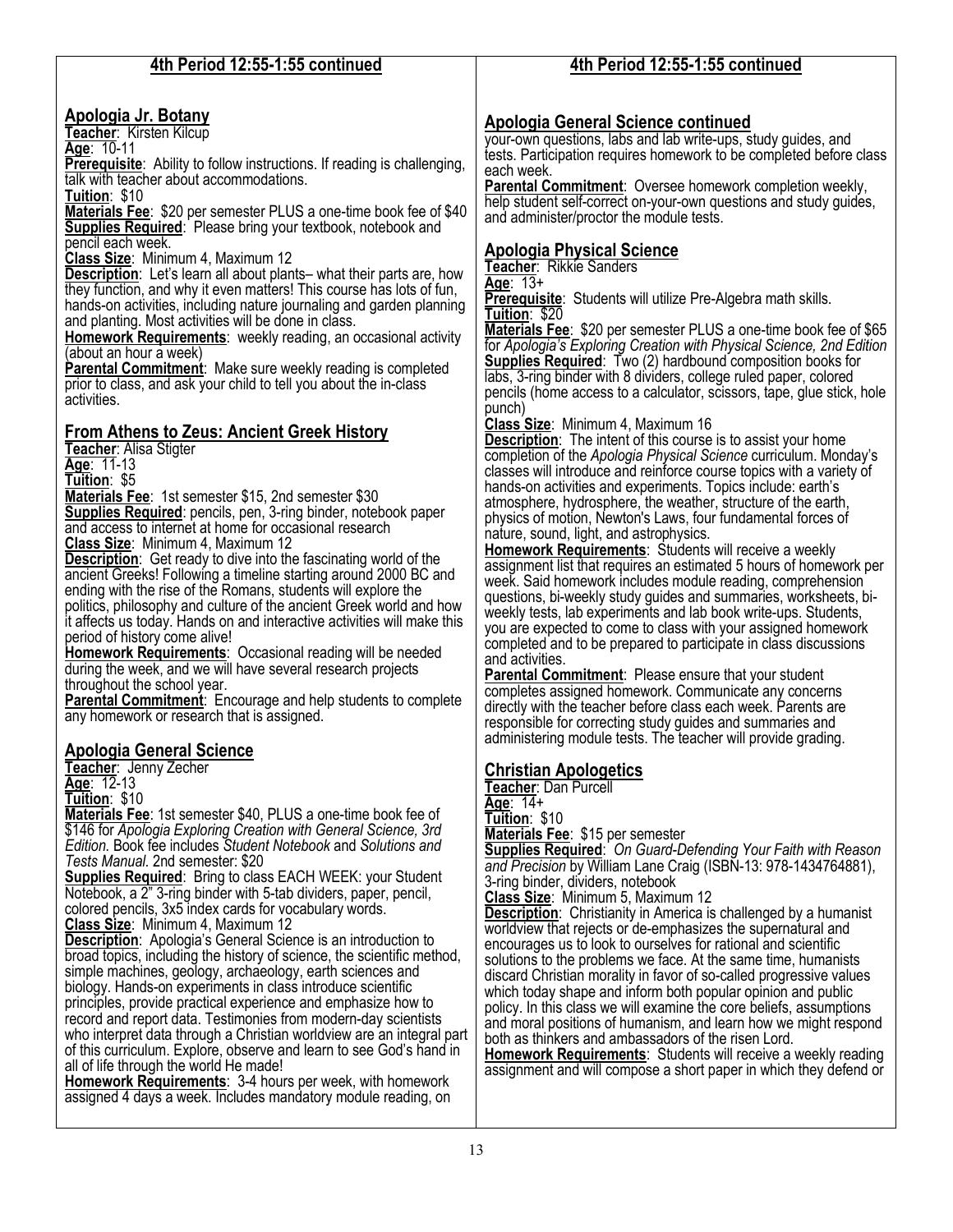## 4th Period 12:55-1:55 continued

### Apologia Jr. Botany

**Teacher**: Kirsten Kilcup
**Age**: 10-11
**Prerequisite**: Ability to follow instructions. If reading is challenging, talk with teacher about accommodations.
**Tuition**: $10
**Materials Fee**: $20 per semester PLUS a one-time book fee of $40
**Supplies Required**: Please bring your textbook, notebook and pencil each week.
**Class Size**: Minimum 4, Maximum 12
**Description**: Let's learn all about plants– what their parts are, how they function, and why it even matters! This course has lots of fun, hands-on activities, including nature journaling and garden planning and planting. Most activities will be done in class.
**Homework Requirements**: weekly reading, an occasional activity (about an hour a week)
**Parental Commitment**: Make sure weekly reading is completed prior to class, and ask your child to tell you about the in-class activities.

### From Athens to Zeus: Ancient Greek History

**Teacher**: Alisa Stigter
**Age**: 11-13
**Tuition**: $5
**Materials Fee**: 1st semester $15, 2nd semester $30
**Supplies Required**: pencils, pen, 3-ring binder, notebook paper and access to internet at home for occasional research
**Class Size**: Minimum 4, Maximum 12
**Description**: Get ready to dive into the fascinating world of the ancient Greeks! Following a timeline starting around 2000 BC and ending with the rise of the Romans, students will explore the politics, philosophy and culture of the ancient Greek world and how it affects us today. Hands on and interactive activities will make this period of history come alive!
**Homework Requirements**: Occasional reading will be needed during the week, and we will have several research projects throughout the school year.
**Parental Commitment**: Encourage and help students to complete any homework or research that is assigned.

### Apologia General Science

**Teacher**: Jenny Zecher
**Age**: 12-13
**Tuition**: $10
**Materials Fee**: 1st semester $40, PLUS a one-time book fee of $146 for *Apologia Exploring Creation with General Science, 3rd Edition.* Book fee includes *Student Notebook* and *Solutions and Tests Manual.* 2nd semester: $20
**Supplies Required**: Bring to class EACH WEEK: your Student Notebook, a 2" 3-ring binder with 5-tab dividers, paper, pencil, colored pencils, 3x5 index cards for vocabulary words.
**Class Size**: Minimum 4, Maximum 12
**Description**: Apologia's General Science is an introduction to broad topics, including the history of science, the scientific method, simple machines, geology, archaeology, earth sciences and biology. Hands-on experiments in class introduce scientific principles, provide practical experience and emphasize how to record and report data. Testimonies from modern-day scientists who interpret data through a Christian worldview are an integral part of this curriculum. Explore, observe and learn to see God's hand in all of life through the world He made!
**Homework Requirements**: 3-4 hours per week, with homework assigned 4 days a week. Includes mandatory module reading, on

## 4th Period 12:55-1:55 continued

### Apologia General Science continued

your-own questions, labs and lab write-ups, study guides, and tests. Participation requires homework to be completed before class each week.
**Parental Commitment**: Oversee homework completion weekly, help student self-correct on-your-own questions and study guides, and administer/proctor the module tests.

### Apologia Physical Science

**Teacher**: Rikkie Sanders
**Age**: 13+
**Prerequisite**: Students will utilize Pre-Algebra math skills.
**Tuition**: $20
**Materials Fee**: $20 per semester PLUS a one-time book fee of $65 for *Apologia's Exploring Creation with Physical Science, 2nd Edition*
**Supplies Required**: Two (2) hardbound composition books for labs, 3-ring binder with 8 dividers, college ruled paper, colored pencils (home access to a calculator, scissors, tape, glue stick, hole punch)
**Class Size**: Minimum 4, Maximum 16
**Description**: The intent of this course is to assist your home completion of the *Apologia Physical Science* curriculum. Monday's classes will introduce and reinforce course topics with a variety of hands-on activities and experiments. Topics include: earth's atmosphere, hydrosphere, the weather, structure of the earth, physics of motion, Newton's Laws, four fundamental forces of nature, sound, light, and astrophysics.
**Homework Requirements**: Students will receive a weekly assignment list that requires an estimated 5 hours of homework per week. Said homework includes module reading, comprehension questions, bi-weekly study guides and summaries, worksheets, bi-weekly tests, lab experiments and lab book write-ups. Students, you are expected to come to class with your assigned homework completed and to be prepared to participate in class discussions and activities.
**Parental Commitment**: Please ensure that your student completes assigned homework. Communicate any concerns directly with the teacher before class each week. Parents are responsible for correcting study guides and summaries and administering module tests. The teacher will provide grading.

### Christian Apologetics

**Teacher**: Dan Purcell
**Age**: 14+
**Tuition**: $10
**Materials Fee**: $15 per semester
**Supplies Required**: *On Guard-Defending Your Faith with Reason and Precision* by William Lane Craig (ISBN-13: 978-1434764881), 3-ring binder, dividers, notebook
**Class Size**: Minimum 5, Maximum 12
**Description**: Christianity in America is challenged by a humanist worldview that rejects or de-emphasizes the supernatural and encourages us to look to ourselves for rational and scientific solutions to the problems we face. At the same time, humanists discard Christian morality in favor of so-called progressive values which today shape and inform both popular opinion and public policy. In this class we will examine the core beliefs, assumptions and moral positions of humanism, and learn how we might respond both as thinkers and ambassadors of the risen Lord.
**Homework Requirements**: Students will receive a weekly reading assignment and will compose a short paper in which they defend or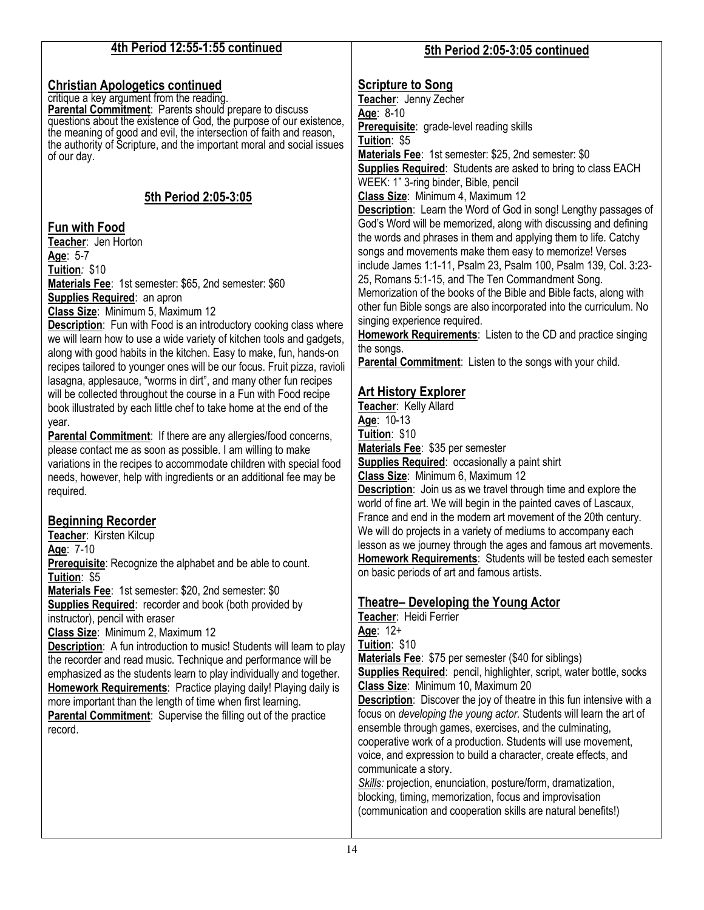## 4th Period 12:55-1:55 continued

### Christian Apologetics continued

critique a key argument from the reading.

**Parental Commitment**: Parents should prepare to discuss questions about the existence of God, the purpose of our existence, the meaning of good and evil, the intersection of faith and reason, the authority of Scripture, and the important moral and social issues of our day.

## 5th Period 2:05-3:05

### Fun with Food

**Teacher**: Jen Horton
**Age**: 5-7
**Tuition**: $10
**Materials Fee**: 1st semester: $65, 2nd semester: $60
**Supplies Required**: an apron
**Class Size**: Minimum 5, Maximum 12
**Description**: Fun with Food is an introductory cooking class where we will learn how to use a wide variety of kitchen tools and gadgets, along with good habits in the kitchen. Easy to make, fun, hands-on recipes tailored to younger ones will be our focus. Fruit pizza, ravioli lasagna, applesauce, "worms in dirt", and many other fun recipes will be collected throughout the course in a Fun with Food recipe book illustrated by each little chef to take home at the end of the year.
**Parental Commitment**: If there are any allergies/food concerns, please contact me as soon as possible. I am willing to make variations in the recipes to accommodate children with special food needs, however, help with ingredients or an additional fee may be required.

### Beginning Recorder

**Teacher**: Kirsten Kilcup
**Age**: 7-10
**Prerequisite**: Recognize the alphabet and be able to count.
**Tuition**: $5
**Materials Fee**: 1st semester: $20, 2nd semester: $0
**Supplies Required**: recorder and book (both provided by instructor), pencil with eraser
**Class Size**: Minimum 2, Maximum 12
**Description**: A fun introduction to music! Students will learn to play the recorder and read music. Technique and performance will be emphasized as the students learn to play individually and together.
**Homework Requirements**: Practice playing daily! Playing daily is more important than the length of time when first learning.
**Parental Commitment**: Supervise the filling out of the practice record.

## 5th Period 2:05-3:05 continued

### Scripture to Song

**Teacher**: Jenny Zecher
**Age**: 8-10
**Prerequisite**: grade-level reading skills
**Tuition**: $5
**Materials Fee**: 1st semester: $25, 2nd semester: $0
**Supplies Required**: Students are asked to bring to class EACH WEEK: 1" 3-ring binder, Bible, pencil
**Class Size**: Minimum 4, Maximum 12
**Description**: Learn the Word of God in song! Lengthy passages of God's Word will be memorized, along with discussing and defining the words and phrases in them and applying them to life. Catchy songs and movements make them easy to memorize! Verses include James 1:1-11, Psalm 23, Psalm 100, Psalm 139, Col. 3:23-25, Romans 5:1-15, and The Ten Commandment Song. Memorization of the books of the Bible and Bible facts, along with other fun Bible songs are also incorporated into the curriculum. No singing experience required.
**Homework Requirements**: Listen to the CD and practice singing the songs.
**Parental Commitment**: Listen to the songs with your child.

### Art History Explorer

**Teacher**: Kelly Allard
**Age**: 10-13
**Tuition**: $10
**Materials Fee**: $35 per semester
**Supplies Required**: occasionally a paint shirt
**Class Size**: Minimum 6, Maximum 12
**Description**: Join us as we travel through time and explore the world of fine art. We will begin in the painted caves of Lascaux, France and end in the modern art movement of the 20th century. We will do projects in a variety of mediums to accompany each lesson as we journey through the ages and famous art movements.
**Homework Requirements**: Students will be tested each semester on basic periods of art and famous artists.

### Theatre– Developing the Young Actor

**Teacher**: Heidi Ferrier
**Age**: 12+
**Tuition**: $10
**Materials Fee**: $75 per semester ($40 for siblings)
**Supplies Required**: pencil, highlighter, script, water bottle, socks
**Class Size**: Minimum 10, Maximum 20
**Description**: Discover the joy of theatre in this fun intensive with a focus on *developing the young actor.* Students will learn the art of ensemble through games, exercises, and the culminating, cooperative work of a production. Students will use movement, voice, and expression to build a character, create effects, and communicate a story.
*Skills:* projection, enunciation, posture/form, dramatization, blocking, timing, memorization, focus and improvisation (communication and cooperation skills are natural benefits!)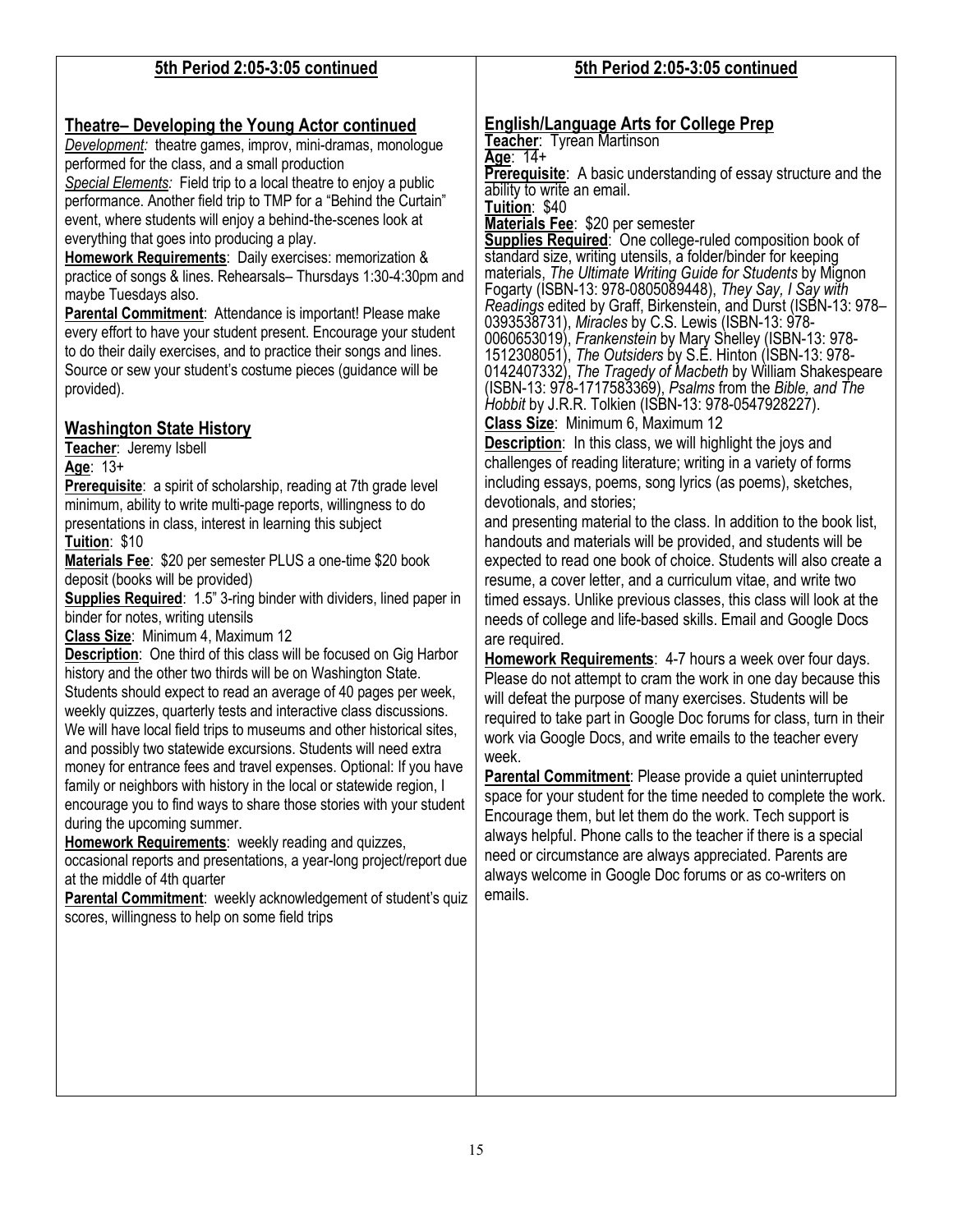## 5th Period 2:05-3:05 continued

### Theatre– Developing the Young Actor continued

*Development:* theatre games, improv, mini-dramas, monologue performed for the class, and a small production

*Special Elements:* Field trip to a local theatre to enjoy a public performance. Another field trip to TMP for a "Behind the Curtain" event, where students will enjoy a behind-the-scenes look at everything that goes into producing a play.

**Homework Requirements**: Daily exercises: memorization & practice of songs & lines. Rehearsals– Thursdays 1:30-4:30pm and maybe Tuesdays also.

**Parental Commitment**: Attendance is important! Please make every effort to have your student present. Encourage your student to do their daily exercises, and to practice their songs and lines. Source or sew your student's costume pieces (guidance will be provided).

### Washington State History

**Teacher**: Jeremy Isbell

**Age**: 13+

**Prerequisite**: a spirit of scholarship, reading at 7th grade level minimum, ability to write multi-page reports, willingness to do presentations in class, interest in learning this subject

**Tuition**: $10

**Materials Fee**: $20 per semester PLUS a one-time $20 book deposit (books will be provided)

**Supplies Required**: 1.5" 3-ring binder with dividers, lined paper in binder for notes, writing utensils

**Class Size**: Minimum 4, Maximum 12

**Description**: One third of this class will be focused on Gig Harbor history and the other two thirds will be on Washington State. Students should expect to read an average of 40 pages per week, weekly quizzes, quarterly tests and interactive class discussions. We will have local field trips to museums and other historical sites, and possibly two statewide excursions. Students will need extra money for entrance fees and travel expenses. Optional: If you have family or neighbors with history in the local or statewide region, I encourage you to find ways to share those stories with your student during the upcoming summer.

**Homework Requirements**: weekly reading and quizzes, occasional reports and presentations, a year-long project/report due at the middle of 4th quarter

**Parental Commitment**: weekly acknowledgement of student's quiz scores, willingness to help on some field trips

## 5th Period 2:05-3:05 continued

### English/Language Arts for College Prep

**Teacher**: Tyrean Martinson

**Age**: 14+

**Prerequisite**: A basic understanding of essay structure and the ability to write an email.

**Tuition**: $40

**Materials Fee**: $20 per semester

**Supplies Required**: One college-ruled composition book of standard size, writing utensils, a folder/binder for keeping materials, *The Ultimate Writing Guide for Students* by Mignon Fogarty (ISBN-13: 978-0805089448), *They Say, I Say with Readings* edited by Graff, Birkenstein, and Durst (ISBN-13: 978–0393538731), *Miracles* by C.S. Lewis (ISBN-13: 978-0060653019), *Frankenstein* by Mary Shelley (ISBN-13: 978-1512308051), *The Outsiders* by S.E. Hinton (ISBN-13: 978-0142407332), *The Tragedy of Macbeth* by William Shakespeare (ISBN-13: 978-1717583369), *Psalms* from the *Bible, and The Hobbit* by J.R.R. Tolkien (ISBN-13: 978-0547928227).

**Class Size**: Minimum 6, Maximum 12

**Description**: In this class, we will highlight the joys and challenges of reading literature; writing in a variety of forms including essays, poems, song lyrics (as poems), sketches, devotionals, and stories;
and presenting material to the class. In addition to the book list, handouts and materials will be provided, and students will be expected to read one book of choice. Students will also create a resume, a cover letter, and a curriculum vitae, and write two timed essays. Unlike previous classes, this class will look at the needs of college and life-based skills. Email and Google Docs are required.

**Homework Requirements**: 4-7 hours a week over four days. Please do not attempt to cram the work in one day because this will defeat the purpose of many exercises. Students will be required to take part in Google Doc forums for class, turn in their work via Google Docs, and write emails to the teacher every week.

**Parental Commitment**: Please provide a quiet uninterrupted space for your student for the time needed to complete the work. Encourage them, but let them do the work. Tech support is always helpful. Phone calls to the teacher if there is a special need or circumstance are always appreciated. Parents are always welcome in Google Doc forums or as co-writers on emails.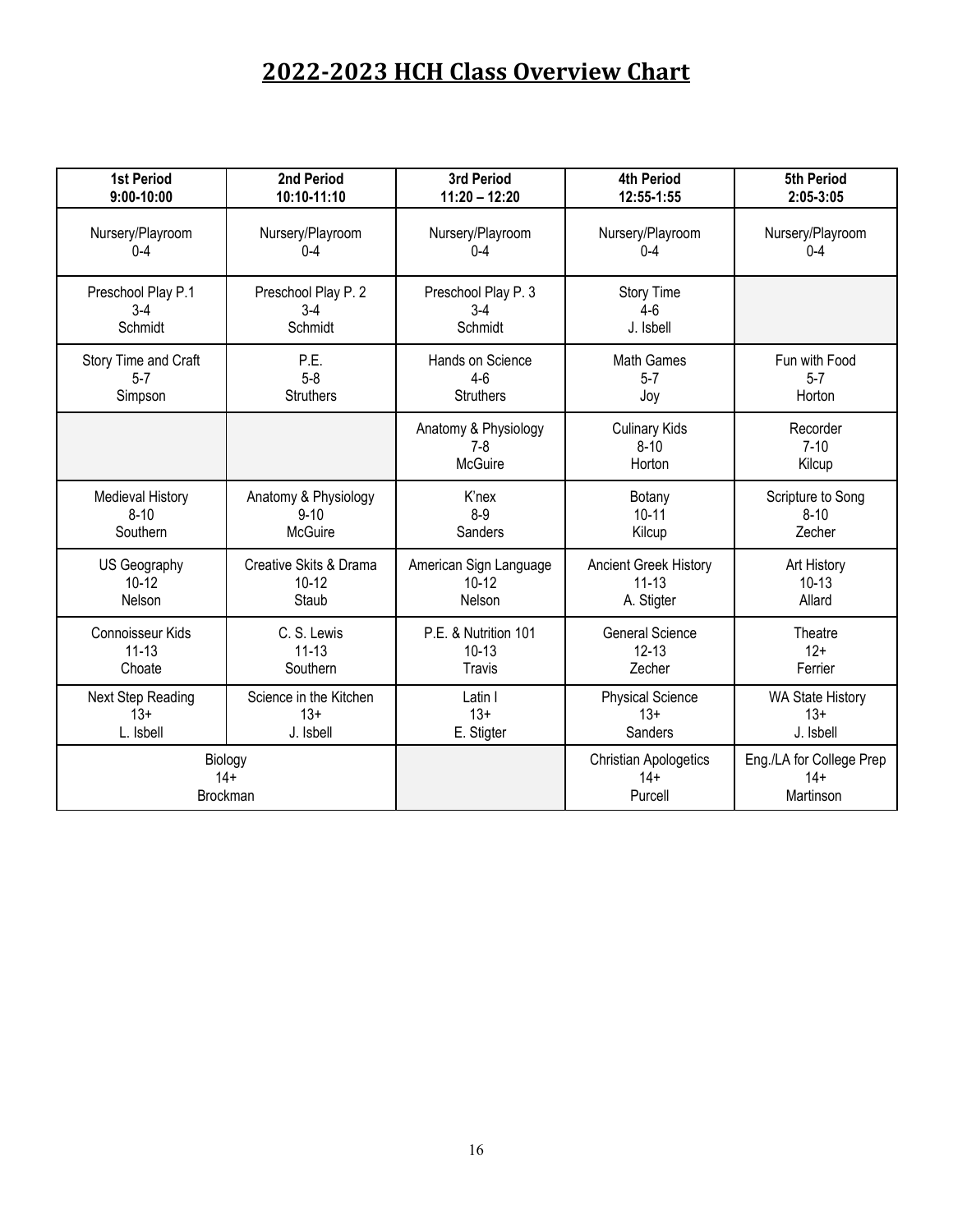# 2022-2023 HCH Class Overview Chart

| 1st Period<br>9:00-10:00 | 2nd Period<br>10:10-11:10 | 3rd Period<br>11:20 – 12:20 | 4th Period<br>12:55-1:55 | 5th Period<br>2:05-3:05 |
|---|---|---|---|---|
| Nursery/Playroom<br>0-4 | Nursery/Playroom<br>0-4 | Nursery/Playroom<br>0-4 | Nursery/Playroom<br>0-4 | Nursery/Playroom<br>0-4 |
| Preschool Play P.1<br>3-4<br>Schmidt | Preschool Play P. 2<br>3-4<br>Schmidt | Preschool Play P. 3<br>3-4<br>Schmidt | Story Time<br>4-6<br>J. Isbell | |
| Story Time and Craft<br>5-7<br>Simpson | P.E.<br>5-8<br>Struthers | Hands on Science<br>4-6<br>Struthers | Math Games<br>5-7<br>Joy | Fun with Food<br>5-7<br>Horton |
| | | Anatomy & Physiology<br>7-8<br>McGuire | Culinary Kids<br>8-10<br>Horton | Recorder<br>7-10<br>Kilcup |
| Medieval History<br>8-10<br>Southern | Anatomy & Physiology<br>9-10<br>McGuire | K'nex<br>8-9<br>Sanders | Botany<br>10-11<br>Kilcup | Scripture to Song<br>8-10<br>Zecher |
| US Geography<br>10-12<br>Nelson | Creative Skits & Drama<br>10-12<br>Staub | American Sign Language<br>10-12<br>Nelson | Ancient Greek History<br>11-13<br>A. Stigter | Art History<br>10-13<br>Allard |
| Connoisseur Kids<br>11-13<br>Choate | C. S. Lewis<br>11-13<br>Southern | P.E. & Nutrition 101<br>10-13<br>Travis | General Science<br>12-13<br>Zecher | Theatre<br>12+<br>Ferrier |
| Next Step Reading<br>13+<br>L. Isbell | Science in the Kitchen<br>13+<br>J. Isbell | Latin I<br>13+<br>E. Stigter | Physical Science<br>13+<br>Sanders | WA State History<br>13+<br>J. Isbell |
| Biology<br>14+<br>Brockman | | | Christian Apologetics<br>14+<br>Purcell | Eng./LA for College Prep<br>14+<br>Martinson |